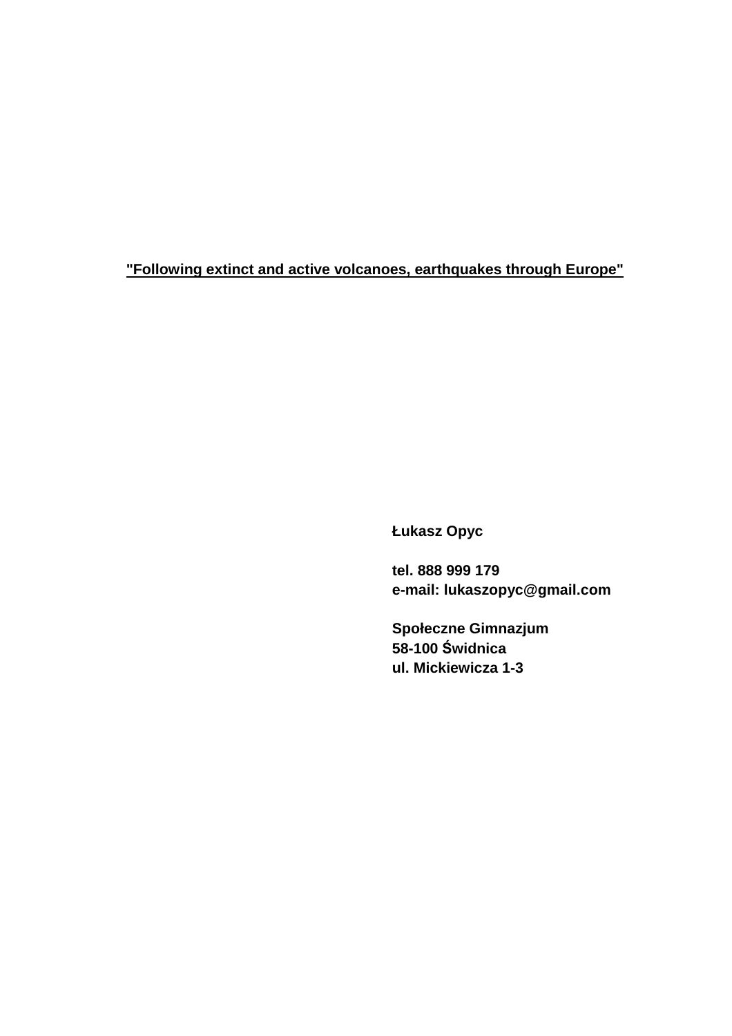**"Following extinct and active volcanoes, earthquakes through Europe"**

**Łukasz Opyc**

**tel. 888 999 179**
**e-mail: lukaszopyc@gmail.com**

**Społeczne Gimnazjum**
**58-100 Świdnica**
**ul. Mickiewicza 1-3**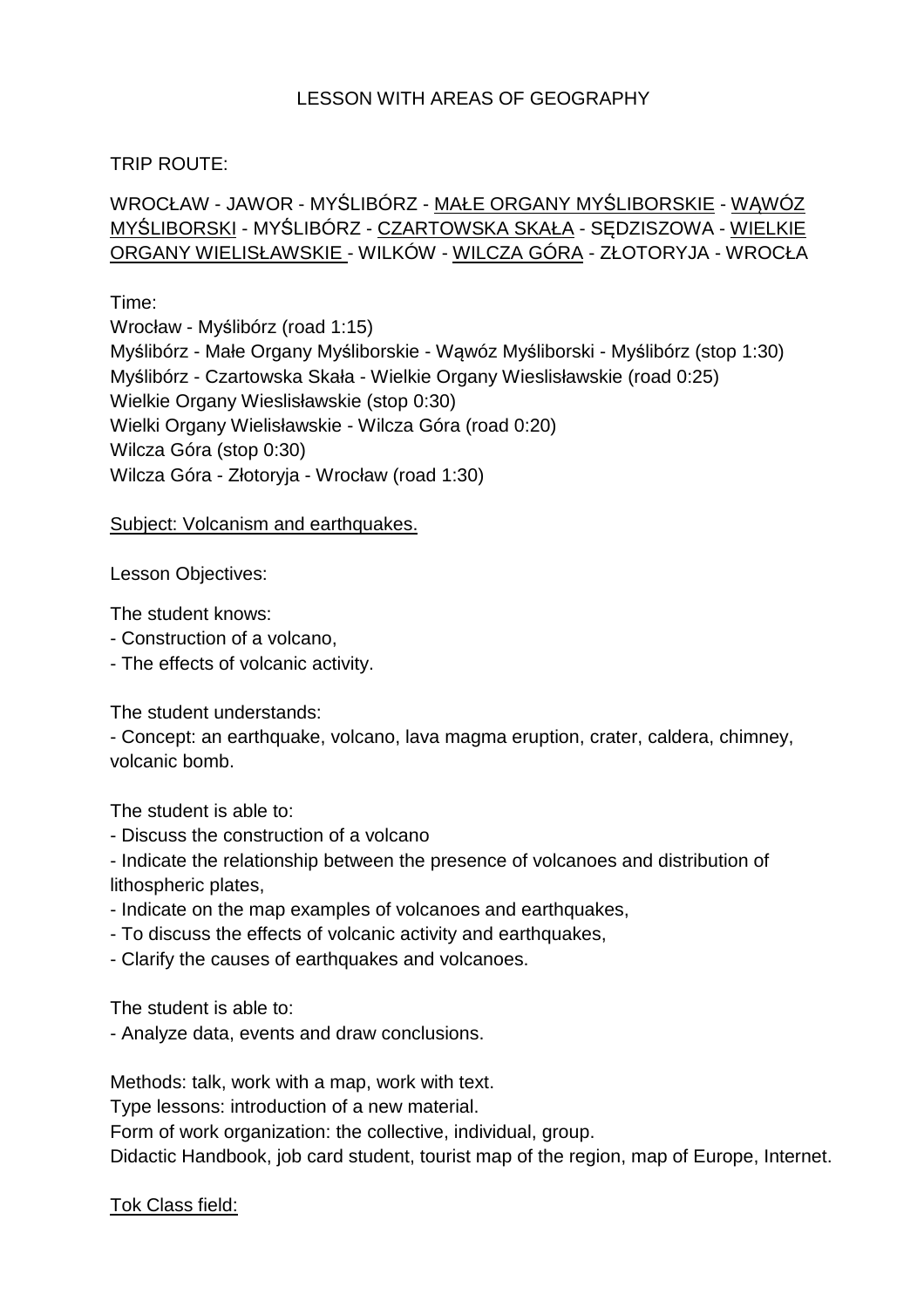LESSON WITH AREAS OF GEOGRAPHY

TRIP ROUTE:

WROCŁAW - JAWOR - MYŚLIBÓRZ - <u>MAŁE ORGANY MYŚLIBORSKIE</u> - <u>WĄWÓZ MYŚLIBORSKI</u> - MYŚLIBÓRZ - <u>CZARTOWSKA SKAŁA</u> - SĘDZISZOWA - <u>WIELKIE ORGANY WIELISŁAWSKIE</u> - WILKÓW - <u>WILCZA GÓRA</u> - ZŁOTORYJA - WROCŁA

Time:

Wrocław - Myślibórz (road 1:15)
Myślibórz - Małe Organy Myśliborskie - Wąwóz Myśliborski - Myślibórz (stop 1:30)
Myślibórz - Czartowska Skała - Wielkie Organy Wieslisławskie (road 0:25)
Wielkie Organy Wieslisławskie (stop 0:30)
Wielki Organy Wielisławskie - Wilcza Góra (road 0:20)
Wilcza Góra (stop 0:30)
Wilcza Góra - Złotoryja - Wrocław (road 1:30)

<u>Subject: Volcanism and earthquakes.</u>

Lesson Objectives:

The student knows:

- Construction of a volcano,
- The effects of volcanic activity.

The student understands:

- Concept: an earthquake, volcano, lava magma eruption, crater, caldera, chimney, volcanic bomb.

The student is able to:

- Discuss the construction of a volcano
- Indicate the relationship between the presence of volcanoes and distribution of lithospheric plates,
- Indicate on the map examples of volcanoes and earthquakes,
- To discuss the effects of volcanic activity and earthquakes,
- Clarify the causes of earthquakes and volcanoes.

The student is able to:

- Analyze data, events and draw conclusions.

Methods: talk, work with a map, work with text.
Type lessons: introduction of a new material.
Form of work organization: the collective, individual, group.
Didactic Handbook, job card student, tourist map of the region, map of Europe, Internet.

<u>Tok Class field:</u>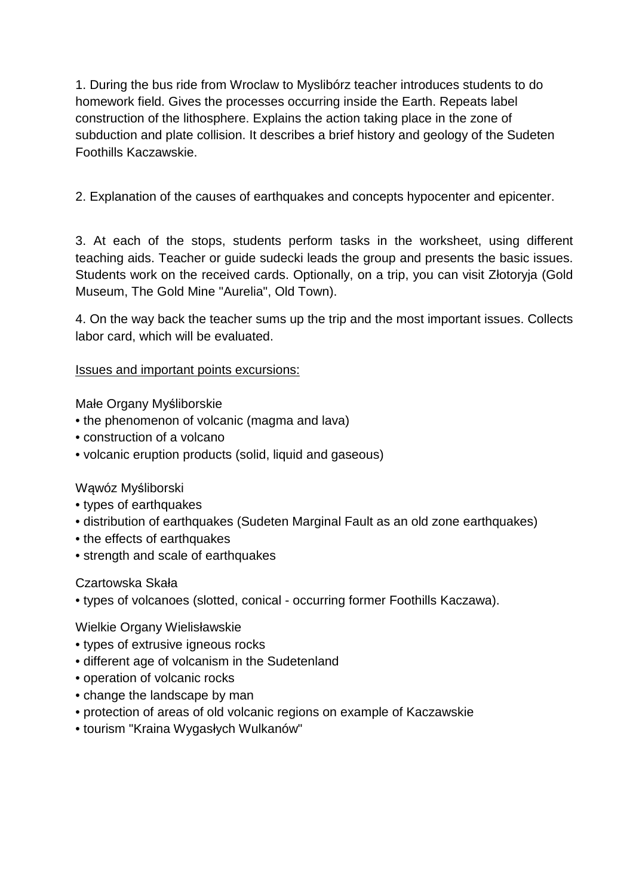1. During the bus ride from Wroclaw to Myslibórz teacher introduces students to do homework field. Gives the processes occurring inside the Earth. Repeats label construction of the lithosphere. Explains the action taking place in the zone of subduction and plate collision. It describes a brief history and geology of the Sudeten Foothills Kaczawskie.

2. Explanation of the causes of earthquakes and concepts hypocenter and epicenter.

3. At each of the stops, students perform tasks in the worksheet, using different teaching aids. Teacher or guide sudecki leads the group and presents the basic issues. Students work on the received cards. Optionally, on a trip, you can visit Złotoryja (Gold Museum, The Gold Mine "Aurelia", Old Town).

4. On the way back the teacher sums up the trip and the most important issues. Collects labor card, which will be evaluated.

<u>Issues and important points excursions:</u>

Małe Organy Myśliborskie

- the phenomenon of volcanic (magma and lava)
- construction of a volcano
- volcanic eruption products (solid, liquid and gaseous)

Wąwóz Myśliborski

- types of earthquakes
- distribution of earthquakes (Sudeten Marginal Fault as an old zone earthquakes)
- the effects of earthquakes
- strength and scale of earthquakes

Czartowska Skała

- types of volcanoes (slotted, conical - occurring former Foothills Kaczawa).

Wielkie Organy Wielisławskie

- types of extrusive igneous rocks
- different age of volcanism in the Sudetenland
- operation of volcanic rocks
- change the landscape by man
- protection of areas of old volcanic regions on example of Kaczawskie
- tourism "Kraina Wygasłych Wulkanów"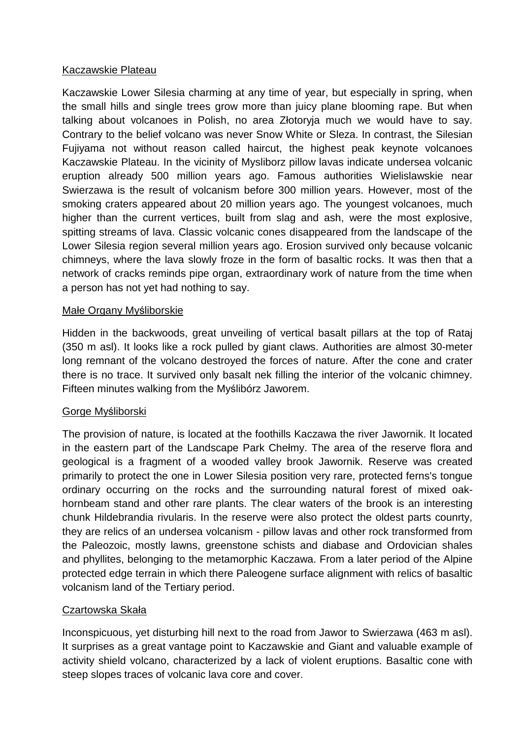## Kaczawskie Plateau

Kaczawskie Lower Silesia charming at any time of year, but especially in spring, when the small hills and single trees grow more than juicy plane blooming rape. But when talking about volcanoes in Polish, no area Złotoryja much we would have to say. Contrary to the belief volcano was never Snow White or Sleza. In contrast, the Silesian Fujiyama not without reason called haircut, the highest peak keynote volcanoes Kaczawskie Plateau. In the vicinity of Mysliborz pillow lavas indicate undersea volcanic eruption already 500 million years ago. Famous authorities Wielislawskie near Swierzawa is the result of volcanism before 300 million years. However, most of the smoking craters appeared about 20 million years ago. The youngest volcanoes, much higher than the current vertices, built from slag and ash, were the most explosive, spitting streams of lava. Classic volcanic cones disappeared from the landscape of the Lower Silesia region several million years ago. Erosion survived only because volcanic chimneys, where the lava slowly froze in the form of basaltic rocks. It was then that a network of cracks reminds pipe organ, extraordinary work of nature from the time when a person has not yet had nothing to say.

## Małe Organy Myśliborskie

Hidden in the backwoods, great unveiling of vertical basalt pillars at the top of Rataj (350 m asl). It looks like a rock pulled by giant claws. Authorities are almost 30-meter long remnant of the volcano destroyed the forces of nature. After the cone and crater there is no trace. It survived only basalt nek filling the interior of the volcanic chimney. Fifteen minutes walking from the Myślibórz Jaworem.

## Gorge Myśliborski

The provision of nature, is located at the foothills Kaczawa the river Jawornik. It located in the eastern part of the Landscape Park Chełmy. The area of the reserve flora and geological is a fragment of a wooded valley brook Jawornik. Reserve was created primarily to protect the one in Lower Silesia position very rare, protected ferns's tongue ordinary occurring on the rocks and the surrounding natural forest of mixed oak-hornbeam stand and other rare plants. The clear waters of the brook is an interesting chunk Hildebrandia rivularis. In the reserve were also protect the oldest parts counrty, they are relics of an undersea volcanism - pillow lavas and other rock transformed from the Paleozoic, mostly lawns, greenstone schists and diabase and Ordovician shales and phyllites, belonging to the metamorphic Kaczawa. From a later period of the Alpine protected edge terrain in which there Paleogene surface alignment with relics of basaltic volcanism land of the Tertiary period.

## Czartowska Skała

Inconspicuous, yet disturbing hill next to the road from Jawor to Swierzawa (463 m asl). It surprises as a great vantage point to Kaczawskie and Giant and valuable example of activity shield volcano, characterized by a lack of violent eruptions. Basaltic cone with steep slopes traces of volcanic lava core and cover.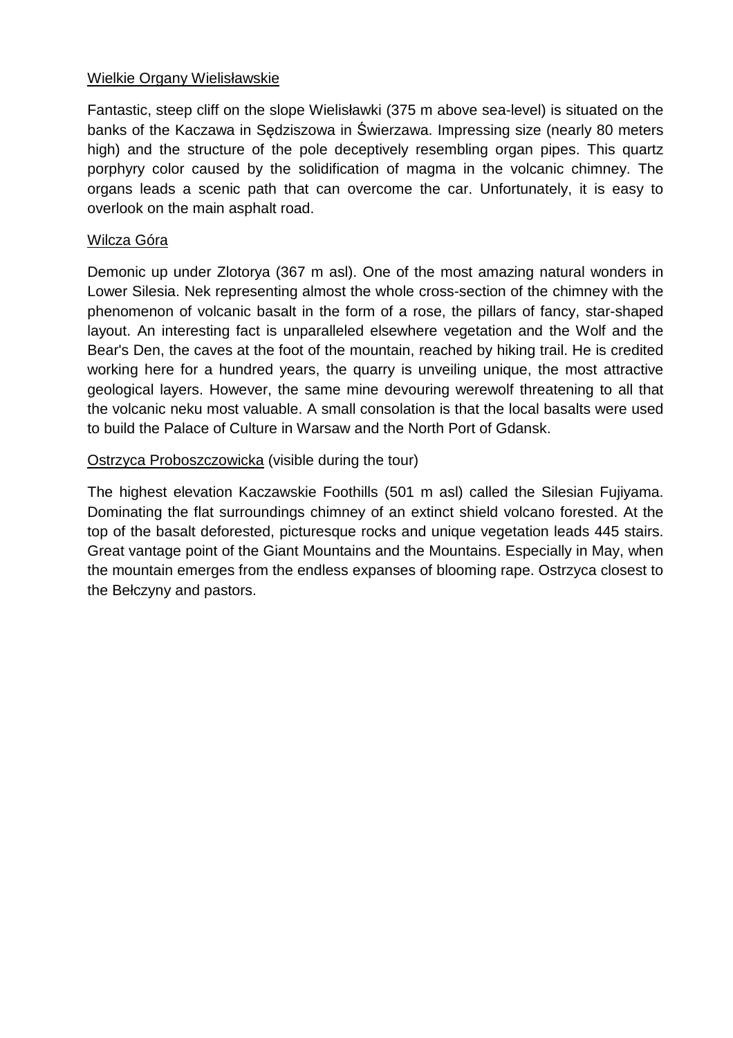## Wielkie Organy Wielisławskie

Fantastic, steep cliff on the slope Wielisławki (375 m above sea-level) is situated on the banks of the Kaczawa in Sędziszowa in Świerzawa. Impressing size (nearly 80 meters high) and the structure of the pole deceptively resembling organ pipes. This quartz porphyry color caused by the solidification of magma in the volcanic chimney. The organs leads a scenic path that can overcome the car. Unfortunately, it is easy to overlook on the main asphalt road.

## Wilcza Góra

Demonic up under Zlotorya (367 m asl). One of the most amazing natural wonders in Lower Silesia. Nek representing almost the whole cross-section of the chimney with the phenomenon of volcanic basalt in the form of a rose, the pillars of fancy, star-shaped layout. An interesting fact is unparalleled elsewhere vegetation and the Wolf and the Bear's Den, the caves at the foot of the mountain, reached by hiking trail. He is credited working here for a hundred years, the quarry is unveiling unique, the most attractive geological layers. However, the same mine devouring werewolf threatening to all that the volcanic neku most valuable. A small consolation is that the local basalts were used to build the Palace of Culture in Warsaw and the North Port of Gdansk.

## Ostrzyca Proboszczowicka (visible during the tour)

The highest elevation Kaczawskie Foothills (501 m asl) called the Silesian Fujiyama. Dominating the flat surroundings chimney of an extinct shield volcano forested. At the top of the basalt deforested, picturesque rocks and unique vegetation leads 445 stairs. Great vantage point of the Giant Mountains and the Mountains. Especially in May, when the mountain emerges from the endless expanses of blooming rape. Ostrzyca closest to the Bełczyny and pastors.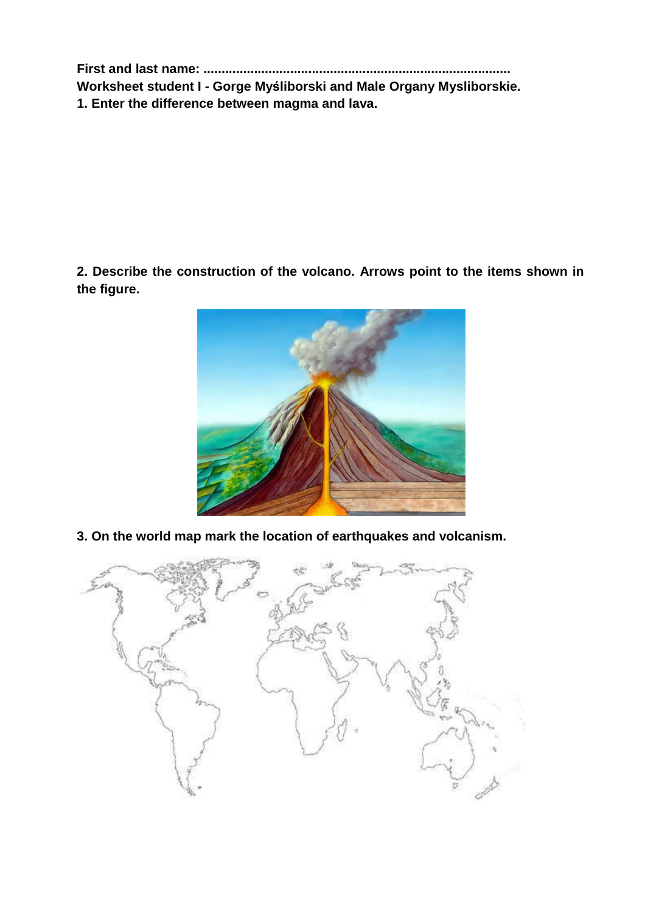**First and last name: ..................................................................................**

**Worksheet student I - Gorge Myśliborski and Male Organy Mysliborskie.**

**1. Enter the difference between magma and lava.**

**2. Describe the construction of the volcano. Arrows point to the items shown in the figure.**

**3. On the world map mark the location of earthquakes and volcanism.**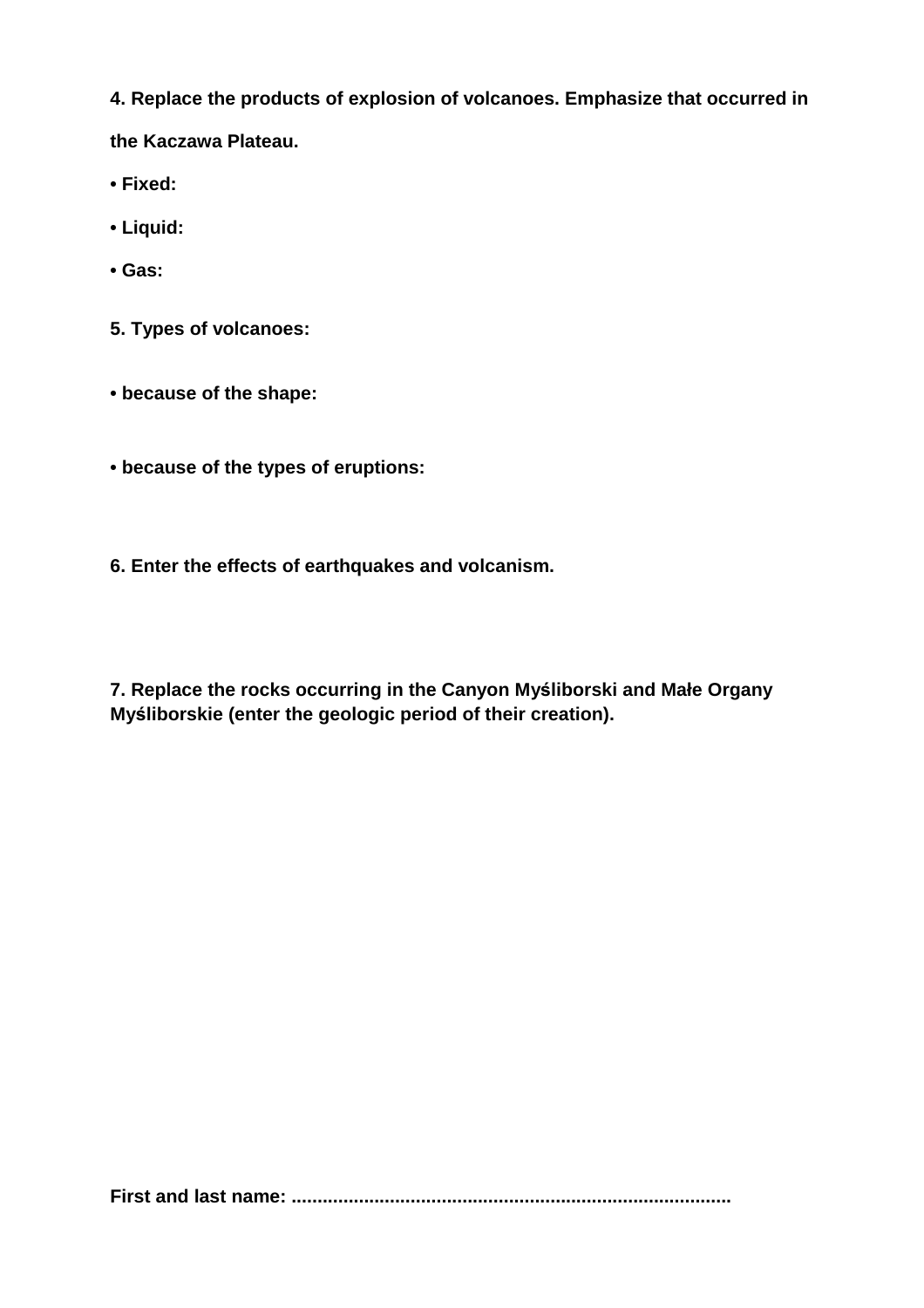**4. Replace the products of explosion of volcanoes. Emphasize that occurred in the Kaczawa Plateau.**

- **Fixed:**
- **Liquid:**
- **Gas:**

**5. Types of volcanoes:**

- **because of the shape:**

- **because of the types of eruptions:**

**6. Enter the effects of earthquakes and volcanism.**

**7. Replace the rocks occurring in the Canyon Myśliborski and Małe Organy Myśliborskie (enter the geologic period of their creation).**

**First and last name: ...................................................................................**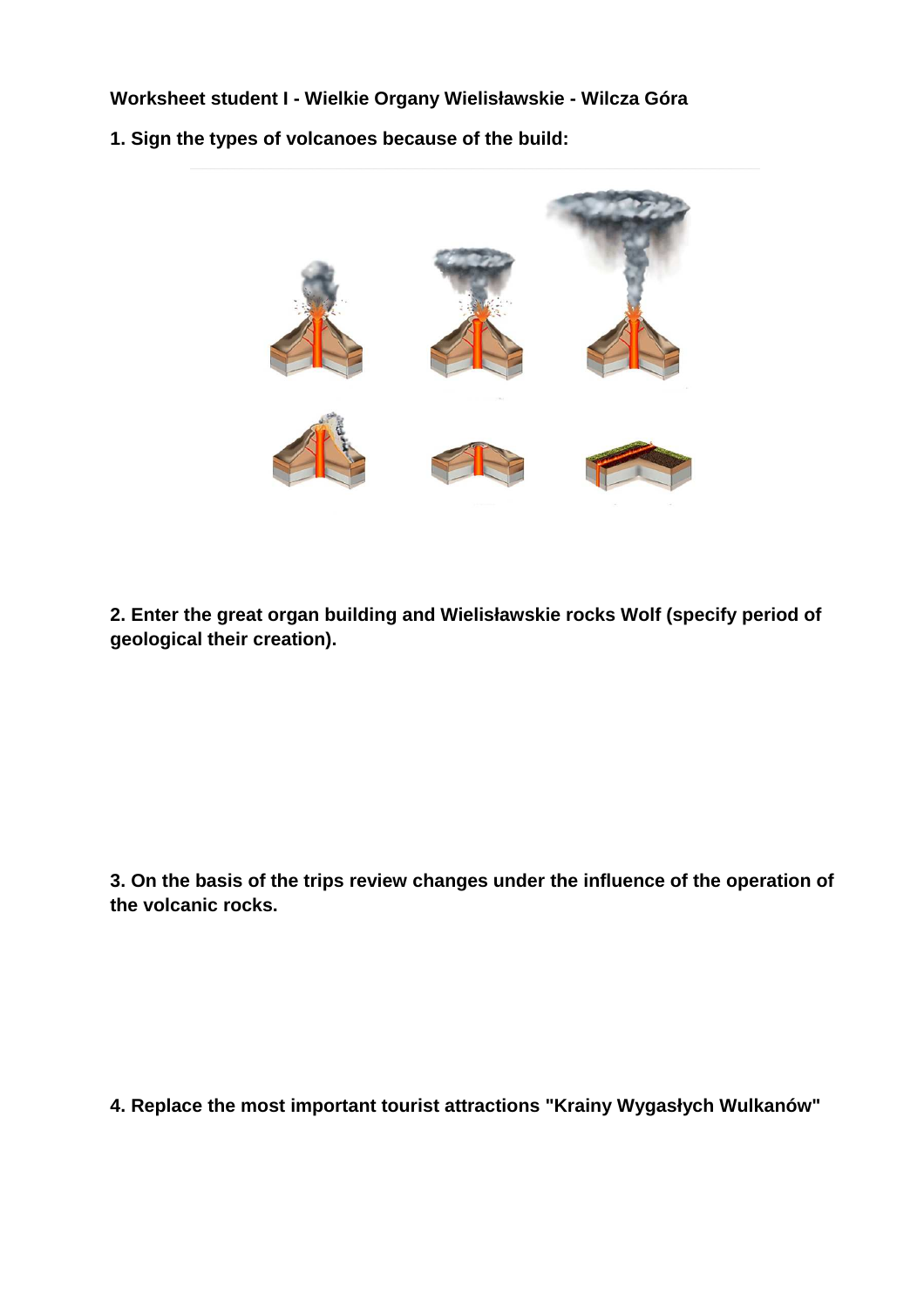**Worksheet student I - Wielkie Organy Wielisławskie - Wilcza Góra**

**1. Sign the types of volcanoes because of the build:**

**2. Enter the great organ building and Wielisławskie rocks Wolf (specify period of geological their creation).**

**3. On the basis of the trips review changes under the influence of the operation of the volcanic rocks.**

**4. Replace the most important tourist attractions "Krainy Wygasłych Wulkanów"**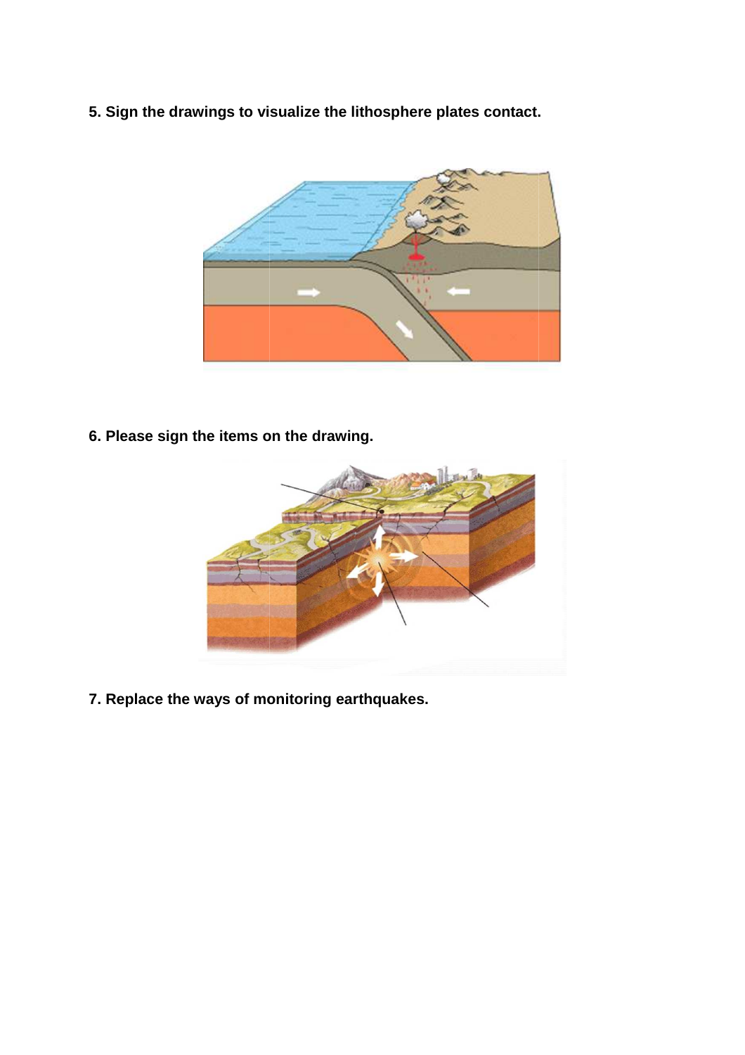**5. Sign the drawings to visualize the lithosphere plates contact.**

**6. Please sign the items on the drawing.**

**7. Replace the ways of monitoring earthquakes.**